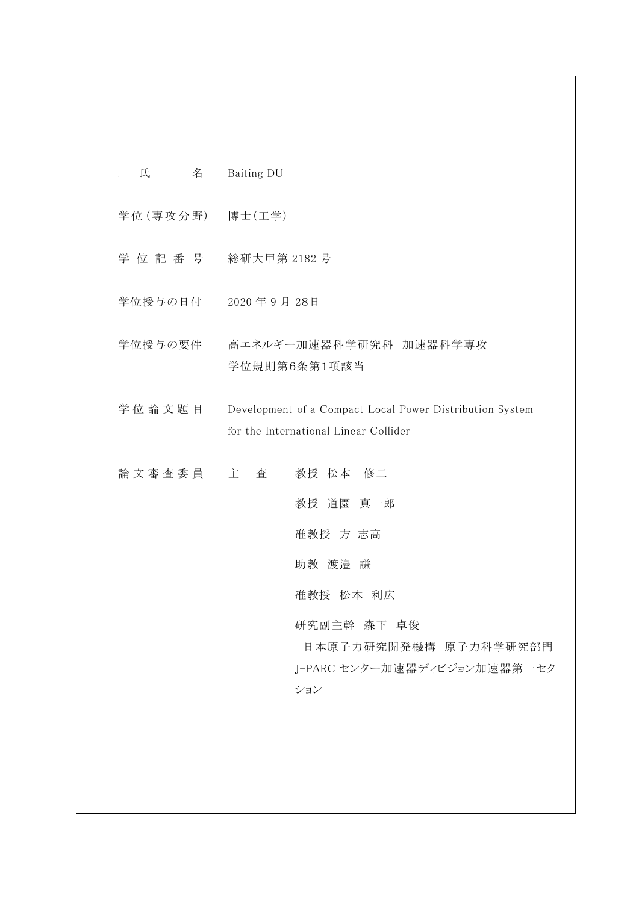| | |
|---|---|
| 氏　　　名 | Baiting DU |
| 学位（専攻分野） | 博士（工学） |
| 学 位 記 番 号 | 総研大甲第 2182 号 |
| 学位授与の日付 | 2020 年 9 月 28日 |
| 学位授与の要件 | 高エネルギー加速器科学研究科　加速器科学専攻<br>学位規則第6条第1項該当 |
| 学 位 論 文 題 目 | Development of a Compact Local Power Distribution System for the International Linear Collider |
| 論 文 審 査 委 員 | 主　査　　教授　松本　修二<br>教授　道園　真一郎<br>准教授　方 志高<br>助教　渡邉　謙<br>准教授　松本　利広<br>研究副主幹　森下　卓俊<br>日本原子力研究開発機構　原子力科学研究部門 J-PARC センター加速器ディビジョン加速器第一セクション |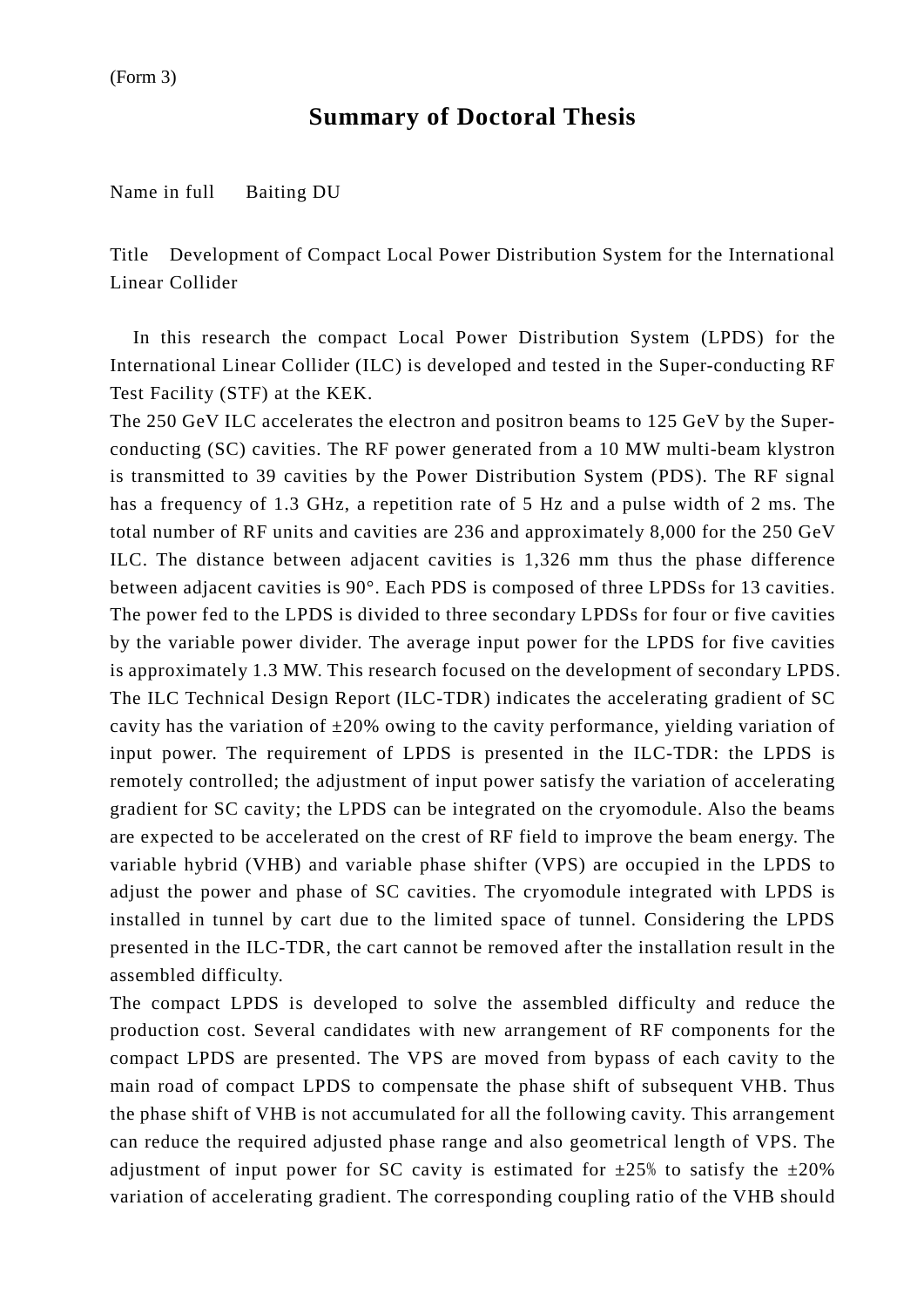(Form 3)

# Summary of Doctoral Thesis

Name in full　Baiting DU

Title　Development of Compact Local Power Distribution System for the International Linear Collider

In this research the compact Local Power Distribution System (LPDS) for the International Linear Collider (ILC) is developed and tested in the Super-conducting RF Test Facility (STF) at the KEK.

The 250 GeV ILC accelerates the electron and positron beams to 125 GeV by the Super-conducting (SC) cavities. The RF power generated from a 10 MW multi-beam klystron is transmitted to 39 cavities by the Power Distribution System (PDS). The RF signal has a frequency of 1.3 GHz, a repetition rate of 5 Hz and a pulse width of 2 ms. The total number of RF units and cavities are 236 and approximately 8,000 for the 250 GeV ILC. The distance between adjacent cavities is 1,326 mm thus the phase difference between adjacent cavities is 90°. Each PDS is composed of three LPDSs for 13 cavities. The power fed to the LPDS is divided to three secondary LPDSs for four or five cavities by the variable power divider. The average input power for the LPDS for five cavities is approximately 1.3 MW. This research focused on the development of secondary LPDS.

The ILC Technical Design Report (ILC-TDR) indicates the accelerating gradient of SC cavity has the variation of ±20% owing to the cavity performance, yielding variation of input power. The requirement of LPDS is presented in the ILC-TDR: the LPDS is remotely controlled; the adjustment of input power satisfy the variation of accelerating gradient for SC cavity; the LPDS can be integrated on the cryomodule. Also the beams are expected to be accelerated on the crest of RF field to improve the beam energy. The variable hybrid (VHB) and variable phase shifter (VPS) are occupied in the LPDS to adjust the power and phase of SC cavities. The cryomodule integrated with LPDS is installed in tunnel by cart due to the limited space of tunnel. Considering the LPDS presented in the ILC-TDR, the cart cannot be removed after the installation result in the assembled difficulty.

The compact LPDS is developed to solve the assembled difficulty and reduce the production cost. Several candidates with new arrangement of RF components for the compact LPDS are presented. The VPS are moved from bypass of each cavity to the main road of compact LPDS to compensate the phase shift of subsequent VHB. Thus the phase shift of VHB is not accumulated for all the following cavity. This arrangement can reduce the required adjusted phase range and also geometrical length of VPS. The adjustment of input power for SC cavity is estimated for ±25% to satisfy the ±20% variation of accelerating gradient. The corresponding coupling ratio of the VHB should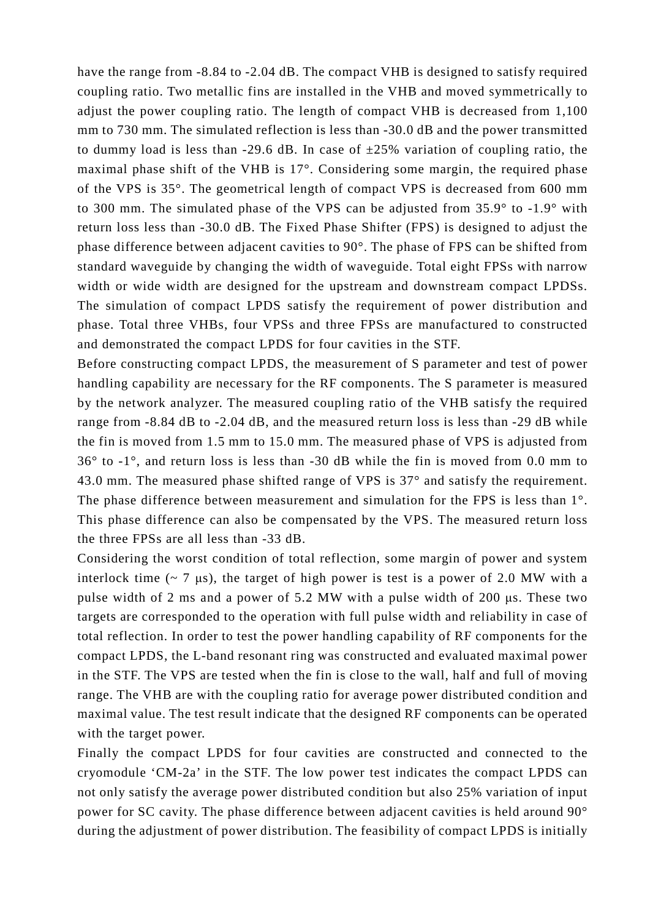have the range from -8.84 to -2.04 dB. The compact VHB is designed to satisfy required coupling ratio. Two metallic fins are installed in the VHB and moved symmetrically to adjust the power coupling ratio. The length of compact VHB is decreased from 1,100 mm to 730 mm. The simulated reflection is less than -30.0 dB and the power transmitted to dummy load is less than -29.6 dB. In case of ±25% variation of coupling ratio, the maximal phase shift of the VHB is 17°. Considering some margin, the required phase of the VPS is 35°. The geometrical length of compact VPS is decreased from 600 mm to 300 mm. The simulated phase of the VPS can be adjusted from 35.9° to -1.9° with return loss less than -30.0 dB. The Fixed Phase Shifter (FPS) is designed to adjust the phase difference between adjacent cavities to 90°. The phase of FPS can be shifted from standard waveguide by changing the width of waveguide. Total eight FPSs with narrow width or wide width are designed for the upstream and downstream compact LPDSs. The simulation of compact LPDS satisfy the requirement of power distribution and phase. Total three VHBs, four VPSs and three FPSs are manufactured to constructed and demonstrated the compact LPDS for four cavities in the STF.

Before constructing compact LPDS, the measurement of S parameter and test of power handling capability are necessary for the RF components. The S parameter is measured by the network analyzer. The measured coupling ratio of the VHB satisfy the required range from -8.84 dB to -2.04 dB, and the measured return loss is less than -29 dB while the fin is moved from 1.5 mm to 15.0 mm. The measured phase of VPS is adjusted from 36° to -1°, and return loss is less than -30 dB while the fin is moved from 0.0 mm to 43.0 mm. The measured phase shifted range of VPS is 37° and satisfy the requirement. The phase difference between measurement and simulation for the FPS is less than 1°. This phase difference can also be compensated by the VPS. The measured return loss the three FPSs are all less than -33 dB.

Considering the worst condition of total reflection, some margin of power and system interlock time (~ 7 μs), the target of high power is test is a power of 2.0 MW with a pulse width of 2 ms and a power of 5.2 MW with a pulse width of 200 μs. These two targets are corresponded to the operation with full pulse width and reliability in case of total reflection. In order to test the power handling capability of RF components for the compact LPDS, the L-band resonant ring was constructed and evaluated maximal power in the STF. The VPS are tested when the fin is close to the wall, half and full of moving range. The VHB are with the coupling ratio for average power distributed condition and maximal value. The test result indicate that the designed RF components can be operated with the target power.

Finally the compact LPDS for four cavities are constructed and connected to the cryomodule 'CM-2a' in the STF. The low power test indicates the compact LPDS can not only satisfy the average power distributed condition but also 25% variation of input power for SC cavity. The phase difference between adjacent cavities is held around 90° during the adjustment of power distribution. The feasibility of compact LPDS is initially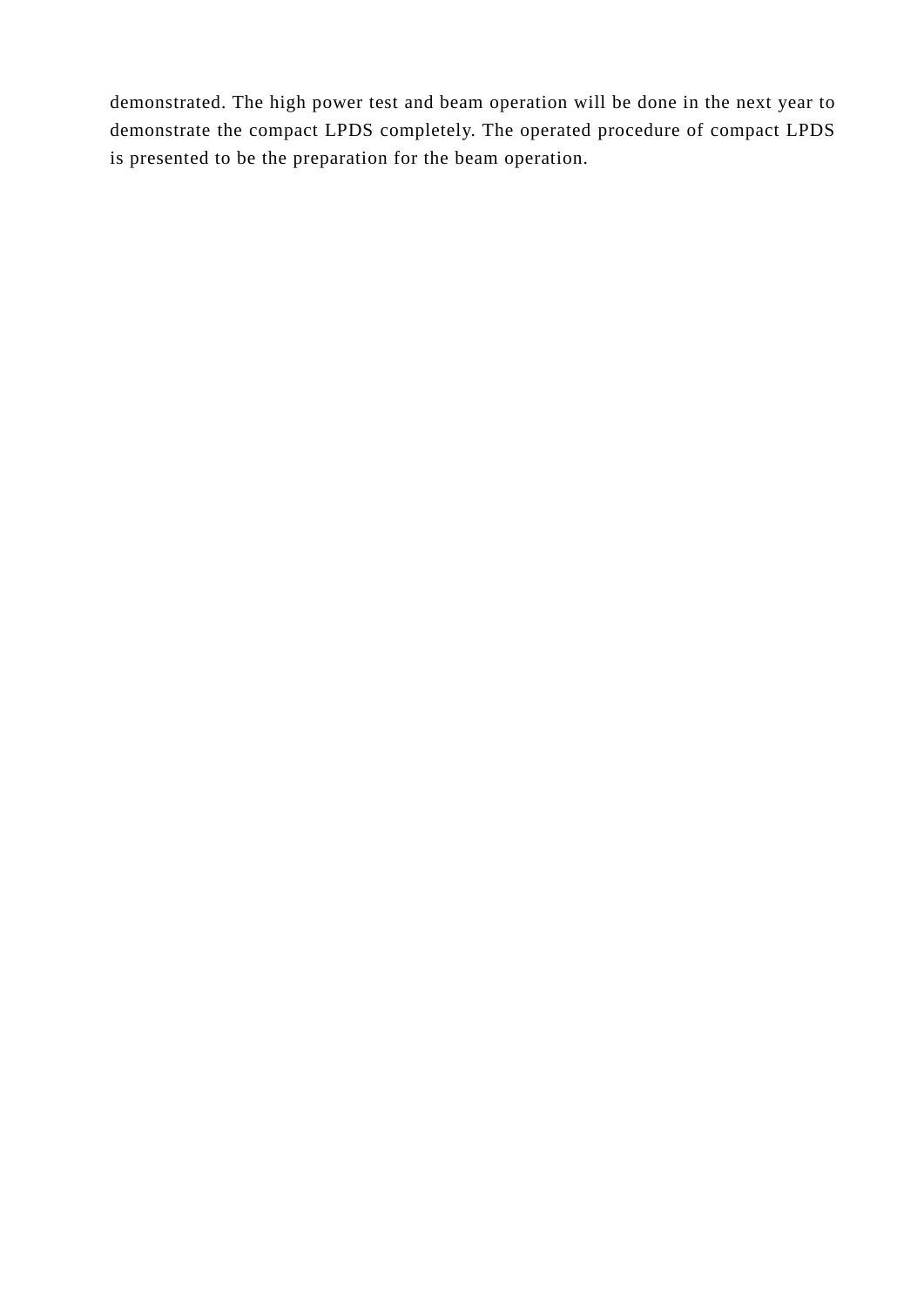demonstrated. The high power test and beam operation will be done in the next year to demonstrate the compact LPDS completely. The operated procedure of compact LPDS is presented to be the preparation for the beam operation.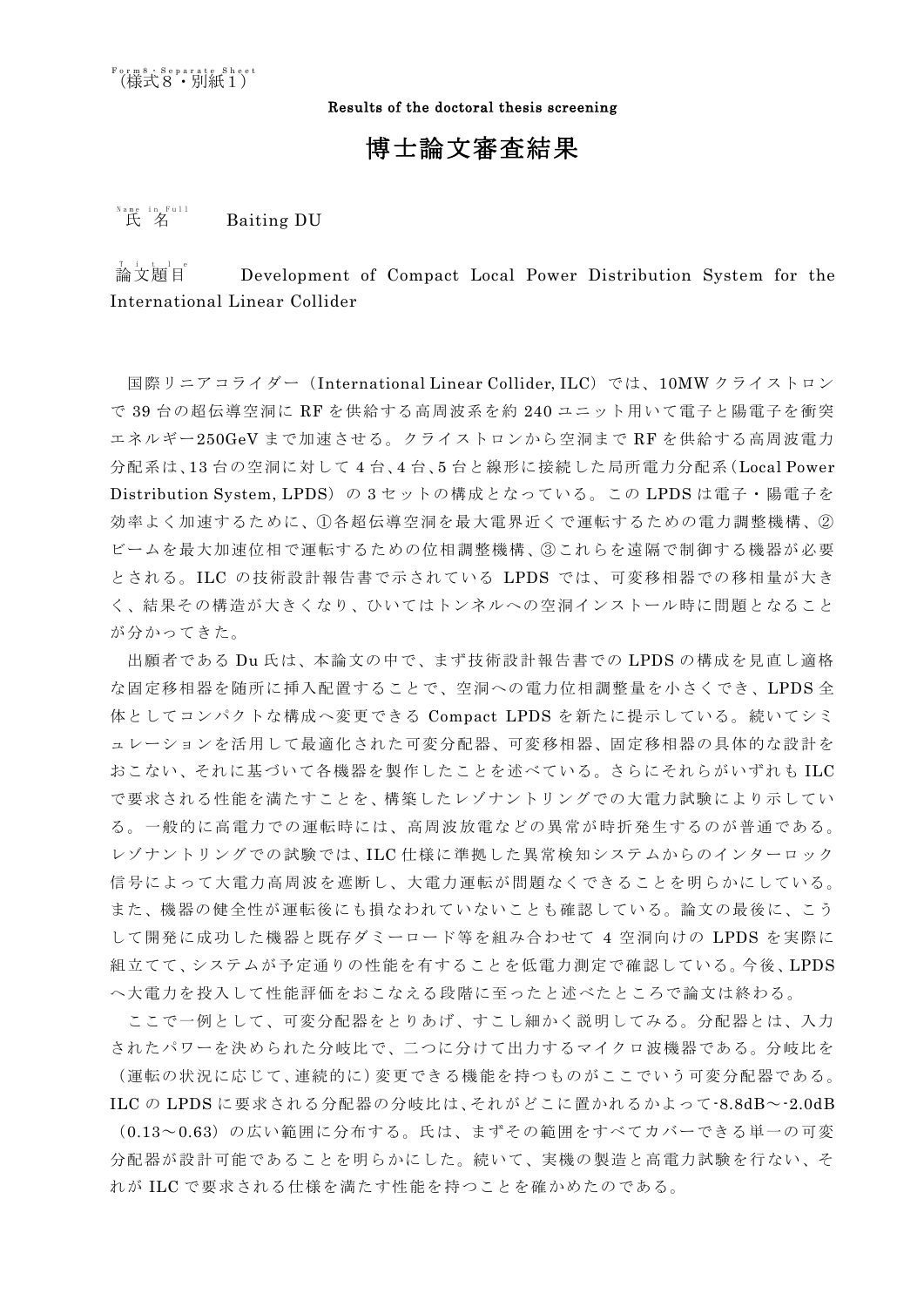Form8・Separate Sheet
（様式８・別紙１）

**Results of the doctoral thesis screening**

# 博士論文審査結果

Name in Full
氏　名　　Baiting DU

Title
論文題目　　Development of Compact Local Power Distribution System for the International Linear Collider

国際リニアコライダー（International Linear Collider, ILC）では、10MW クライストロンで 39 台の超伝導空洞に RF を供給する高周波系を約 240 ユニット用いて電子と陽電子を衝突エネルギー250GeV まで加速させる。クライストロンから空洞まで RF を供給する高周波電力分配系は、13 台の空洞に対して 4 台、4 台、5 台と線形に接続した局所電力分配系（Local Power Distribution System, LPDS）の 3 セットの構成となっている。この LPDS は電子・陽電子を効率よく加速するために、①各超伝導空洞を最大電界近くで運転するための電力調整機構、②ビームを最大加速位相で運転するための位相調整機構、③これらを遠隔で制御する機器が必要とされる。ILC の技術設計報告書で示されている LPDS では、可変移相器での移相量が大きく、結果その構造が大きくなり、ひいてはトンネルへの空洞インストール時に問題となることが分かってきた。

出願者である Du 氏は、本論文の中で、まず技術設計報告書での LPDS の構成を見直し適格な固定移相器を随所に挿入配置することで、空洞への電力位相調整量を小さくでき、LPDS 全体としてコンパクトな構成へ変更できる Compact LPDS を新たに提示している。続いてシミュレーションを活用して最適化された可変分配器、可変移相器、固定移相器の具体的な設計をおこない、それに基づいて各機器を製作したことを述べている。さらにそれらがいずれも ILC で要求される性能を満たすことを、構築したレゾナントリングでの大電力試験により示している。一般的に高電力での運転時には、高周波放電などの異常が時折発生するのが普通である。レゾナントリングでの試験では、ILC 仕様に準拠した異常検知システムからのインターロック信号によって大電力高周波を遮断し、大電力運転が問題なくできることを明らかにしている。また、機器の健全性が運転後にも損なわれていないことも確認している。論文の最後に、こうして開発に成功した機器と既存ダミーロード等を組み合わせて 4 空洞向けの LPDS を実際に組立てて、システムが予定通りの性能を有することを低電力測定で確認している。今後、LPDS へ大電力を投入して性能評価をおこなえる段階に至ったと述べたところで論文は終わる。

ここで一例として、可変分配器をとりあげ、すこし細かく説明してみる。分配器とは、入力されたパワーを決められた分岐比で、二つに分けて出力するマイクロ波機器である。分岐比を（運転の状況に応じて、連続的に）変更できる機能を持つものがここでいう可変分配器である。ILC の LPDS に要求される分配器の分岐比は、それがどこに置かれるかよって-8.8dB～-2.0dB（0.13～0.63）の広い範囲に分布する。氏は、まずその範囲をすべてカバーできる単一の可変分配器が設計可能であることを明らかにした。続いて、実機の製造と高電力試験を行ない、それが ILC で要求される仕様を満たす性能を持つことを確かめたのである。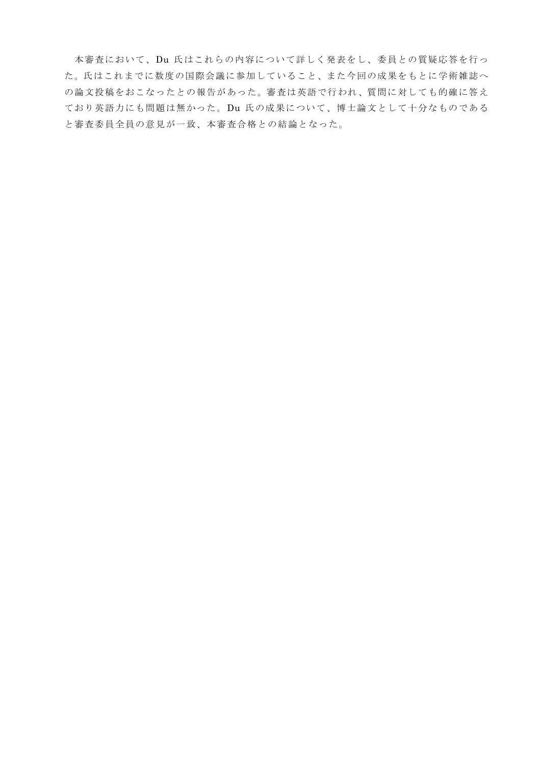本審査において、Du 氏はこれらの内容について詳しく発表をし、委員との質疑応答を行った。氏はこれまでに数度の国際会議に参加していること、また今回の成果をもとに学術雑誌への論文投稿をおこなったとの報告があった。審査は英語で行われ、質問に対しても的確に答えており英語力にも問題は無かった。Du 氏の成果について、博士論文として十分なものであると審査委員全員の意見が一致、本審査合格との結論となった。